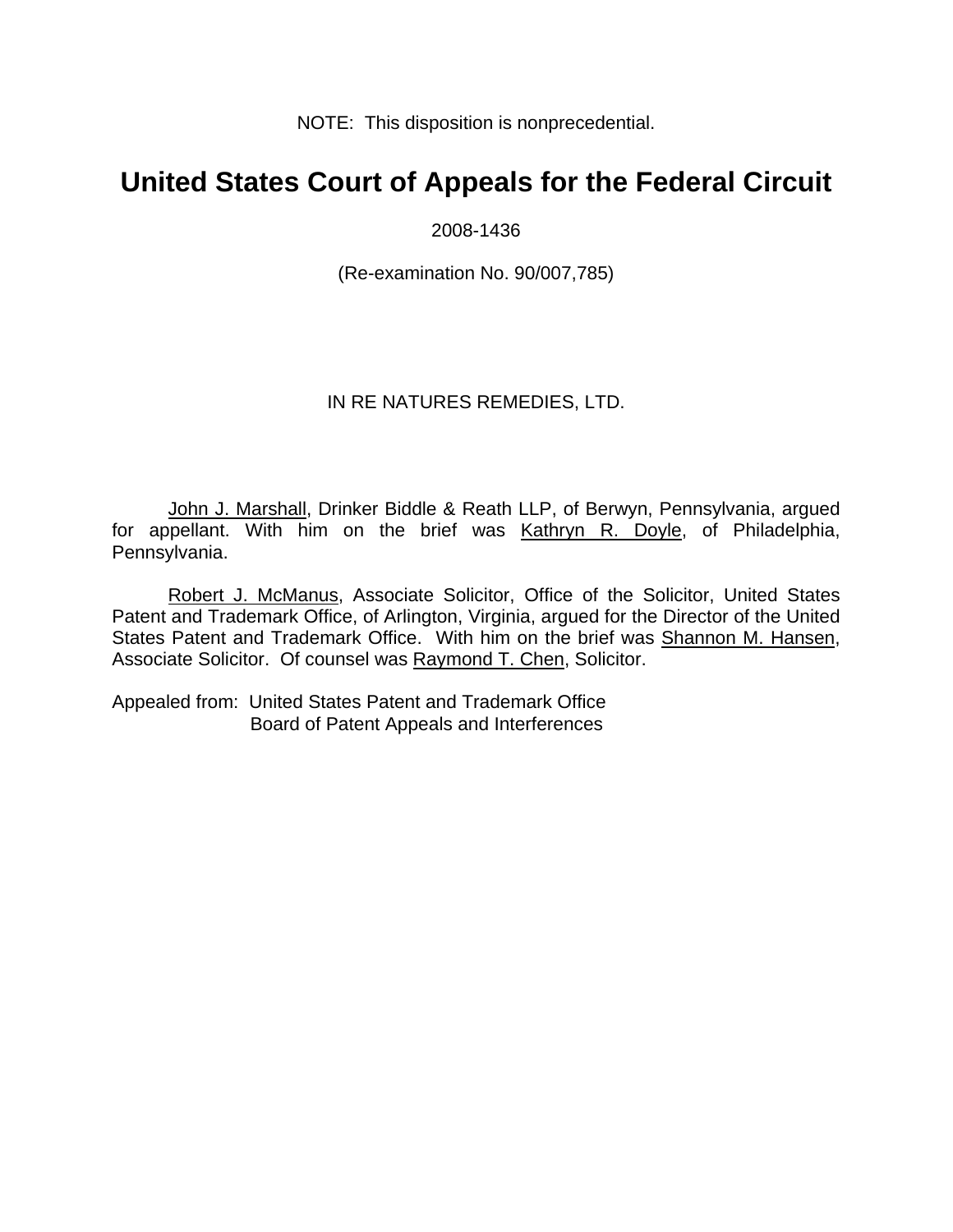NOTE: This disposition is nonprecedential.

# United States Court of Appeals for the Federal Circuit

2008-1436

(Re-examination No. 90/007,785)

IN RE NATURES REMEDIES, LTD.

John J. Marshall, Drinker Biddle & Reath LLP, of Berwyn, Pennsylvania, argued for appellant. With him on the brief was Kathryn R. Doyle, of Philadelphia, Pennsylvania.

Robert J. McManus, Associate Solicitor, Office of the Solicitor, United States Patent and Trademark Office, of Arlington, Virginia, argued for the Director of the United States Patent and Trademark Office. With him on the brief was Shannon M. Hansen, Associate Solicitor. Of counsel was Raymond T. Chen, Solicitor.

Appealed from: United States Patent and Trademark Office
Board of Patent Appeals and Interferences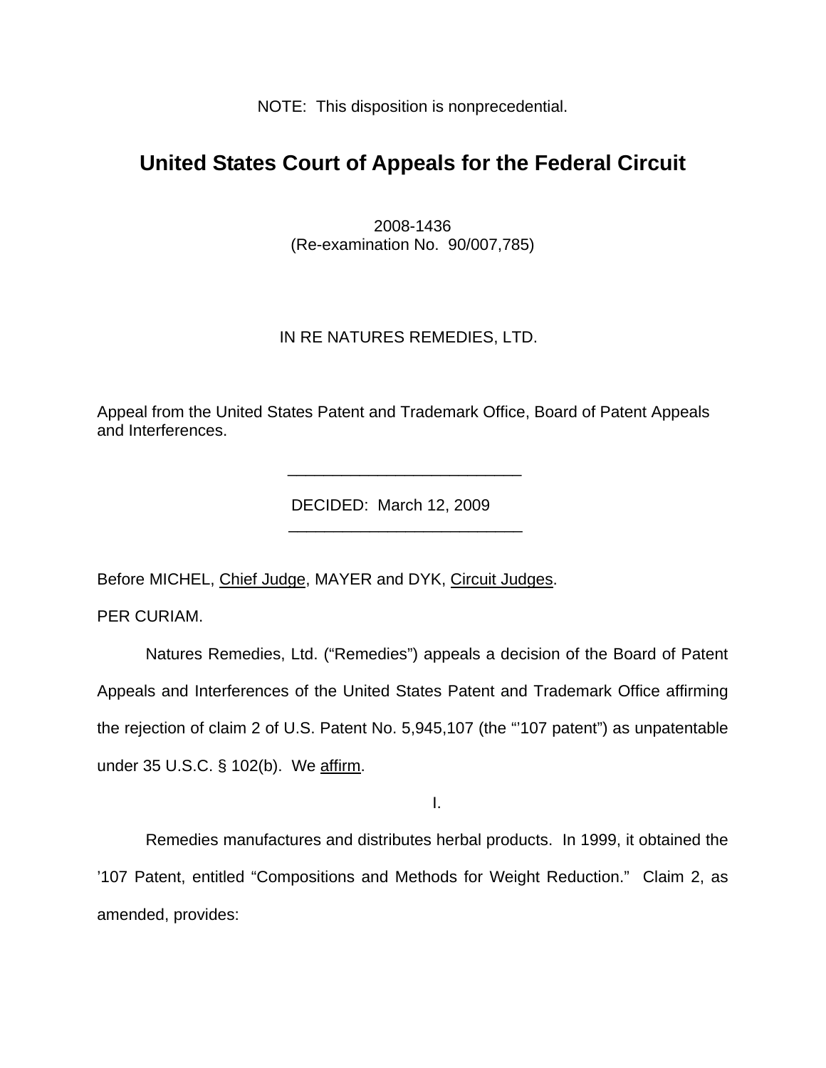NOTE: This disposition is nonprecedential.

# United States Court of Appeals for the Federal Circuit

2008-1436
(Re-examination No. 90/007,785)

IN RE NATURES REMEDIES, LTD.

Appeal from the United States Patent and Trademark Office, Board of Patent Appeals and Interferences.

---

DECIDED: March 12, 2009

---

Before MICHEL, Chief Judge, MAYER and DYK, Circuit Judges.

PER CURIAM.

Natures Remedies, Ltd. ("Remedies") appeals a decision of the Board of Patent Appeals and Interferences of the United States Patent and Trademark Office affirming the rejection of claim 2 of U.S. Patent No. 5,945,107 (the "'107 patent") as unpatentable under 35 U.S.C. § 102(b). We affirm.

I.

Remedies manufactures and distributes herbal products. In 1999, it obtained the '107 Patent, entitled "Compositions and Methods for Weight Reduction." Claim 2, as amended, provides: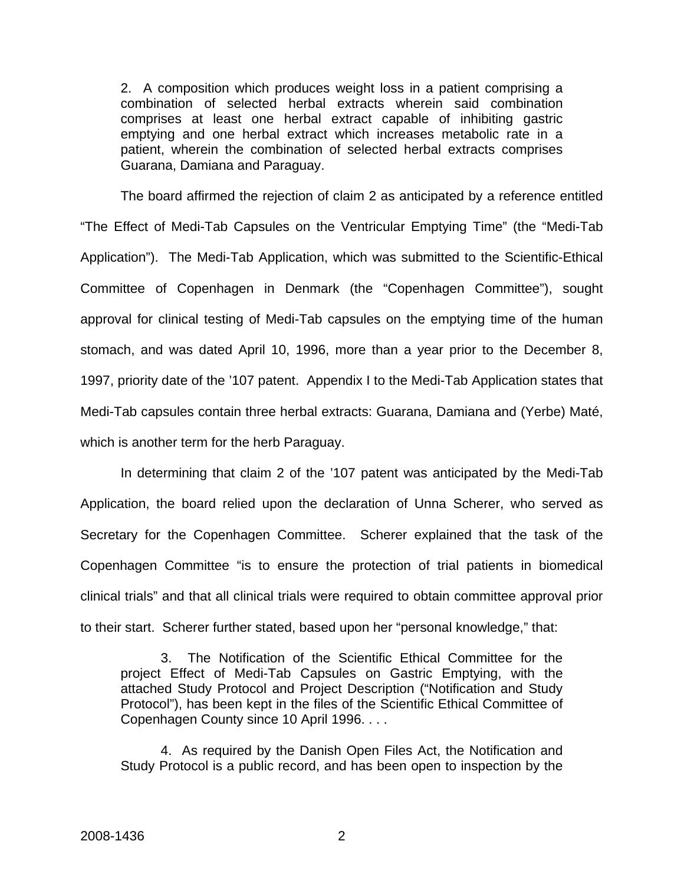> 2. A composition which produces weight loss in a patient comprising a combination of selected herbal extracts wherein said combination comprises at least one herbal extract capable of inhibiting gastric emptying and one herbal extract which increases metabolic rate in a patient, wherein the combination of selected herbal extracts comprises Guarana, Damiana and Paraguay.

The board affirmed the rejection of claim 2 as anticipated by a reference entitled "The Effect of Medi-Tab Capsules on the Ventricular Emptying Time" (the "Medi-Tab Application"). The Medi-Tab Application, which was submitted to the Scientific-Ethical Committee of Copenhagen in Denmark (the "Copenhagen Committee"), sought approval for clinical testing of Medi-Tab capsules on the emptying time of the human stomach, and was dated April 10, 1996, more than a year prior to the December 8, 1997, priority date of the '107 patent. Appendix I to the Medi-Tab Application states that Medi-Tab capsules contain three herbal extracts: Guarana, Damiana and (Yerbe) Maté, which is another term for the herb Paraguay.

In determining that claim 2 of the '107 patent was anticipated by the Medi-Tab Application, the board relied upon the declaration of Unna Scherer, who served as Secretary for the Copenhagen Committee. Scherer explained that the task of the Copenhagen Committee "is to ensure the protection of trial patients in biomedical clinical trials" and that all clinical trials were required to obtain committee approval prior to their start. Scherer further stated, based upon her "personal knowledge," that:

> 3. The Notification of the Scientific Ethical Committee for the project Effect of Medi-Tab Capsules on Gastric Emptying, with the attached Study Protocol and Project Description ("Notification and Study Protocol"), has been kept in the files of the Scientific Ethical Committee of Copenhagen County since 10 April 1996. . . .
>
> 4. As required by the Danish Open Files Act, the Notification and Study Protocol is a public record, and has been open to inspection by the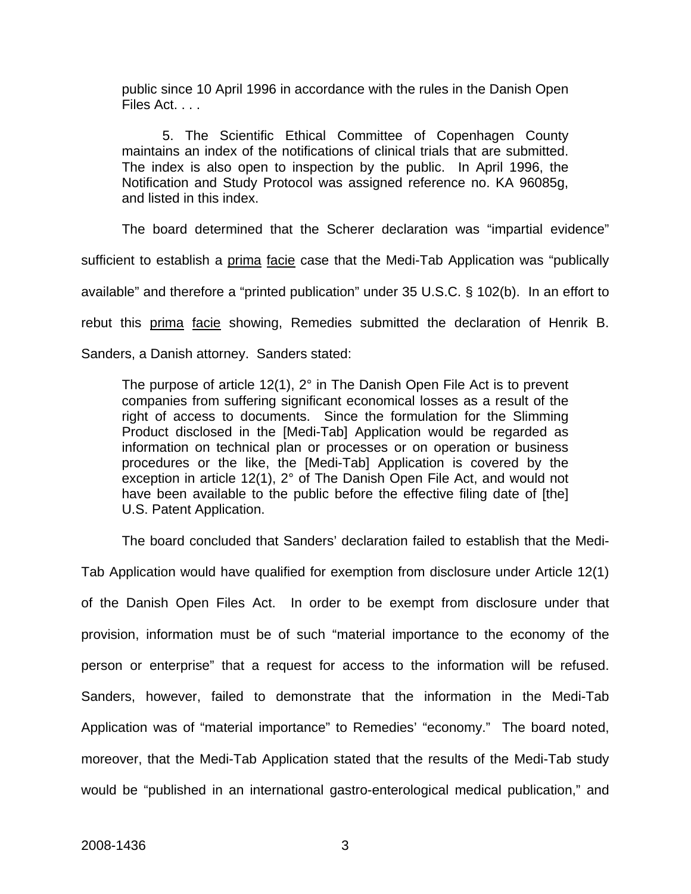public since 10 April 1996 in accordance with the rules in the Danish Open Files Act. . . .

> 5. The Scientific Ethical Committee of Copenhagen County maintains an index of the notifications of clinical trials that are submitted. The index is also open to inspection by the public. In April 1996, the Notification and Study Protocol was assigned reference no. KA 96085g, and listed in this index.

The board determined that the Scherer declaration was "impartial evidence" sufficient to establish a prima facie case that the Medi-Tab Application was "publically available" and therefore a "printed publication" under 35 U.S.C. § 102(b). In an effort to rebut this prima facie showing, Remedies submitted the declaration of Henrik B. Sanders, a Danish attorney. Sanders stated:

> The purpose of article 12(1), 2° in The Danish Open File Act is to prevent companies from suffering significant economical losses as a result of the right of access to documents. Since the formulation for the Slimming Product disclosed in the [Medi-Tab] Application would be regarded as information on technical plan or processes or on operation or business procedures or the like, the [Medi-Tab] Application is covered by the exception in article 12(1), 2° of The Danish Open File Act, and would not have been available to the public before the effective filing date of [the] U.S. Patent Application.

The board concluded that Sanders' declaration failed to establish that the Medi-Tab Application would have qualified for exemption from disclosure under Article 12(1) of the Danish Open Files Act. In order to be exempt from disclosure under that provision, information must be of such "material importance to the economy of the person or enterprise" that a request for access to the information will be refused. Sanders, however, failed to demonstrate that the information in the Medi-Tab Application was of "material importance" to Remedies' "economy." The board noted, moreover, that the Medi-Tab Application stated that the results of the Medi-Tab study would be "published in an international gastro-enterological medical publication," and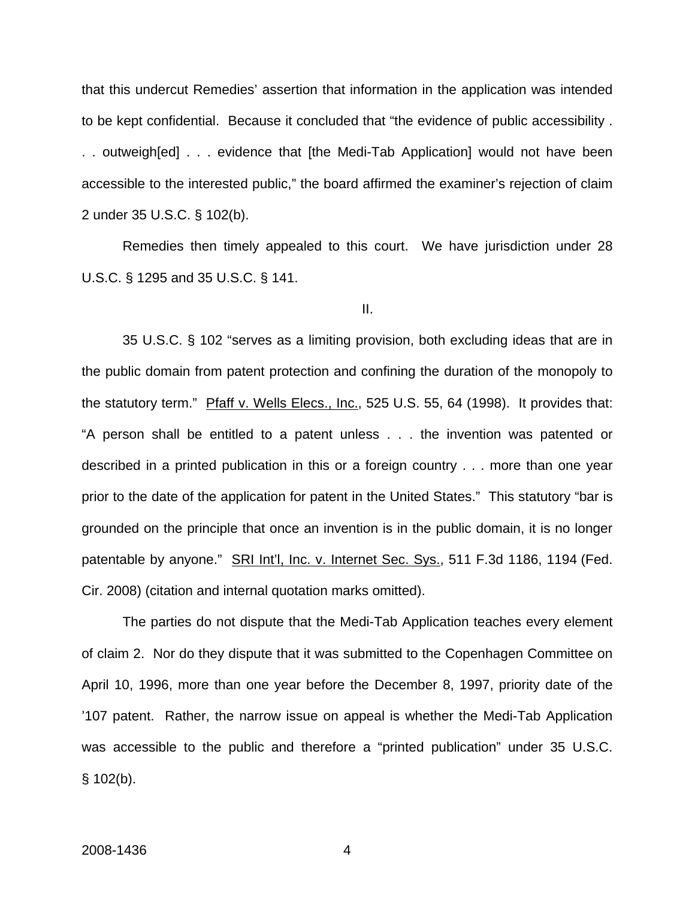that this undercut Remedies' assertion that information in the application was intended to be kept confidential. Because it concluded that "the evidence of public accessibility . . . outweigh[ed] . . . evidence that [the Medi-Tab Application] would not have been accessible to the interested public," the board affirmed the examiner's rejection of claim 2 under 35 U.S.C. § 102(b).

Remedies then timely appealed to this court. We have jurisdiction under 28 U.S.C. § 1295 and 35 U.S.C. § 141.

## II.

35 U.S.C. § 102 "serves as a limiting provision, both excluding ideas that are in the public domain from patent protection and confining the duration of the monopoly to the statutory term." Pfaff v. Wells Elecs., Inc., 525 U.S. 55, 64 (1998). It provides that: "A person shall be entitled to a patent unless . . . the invention was patented or described in a printed publication in this or a foreign country . . . more than one year prior to the date of the application for patent in the United States." This statutory "bar is grounded on the principle that once an invention is in the public domain, it is no longer patentable by anyone." SRI Int'l, Inc. v. Internet Sec. Sys., 511 F.3d 1186, 1194 (Fed. Cir. 2008) (citation and internal quotation marks omitted).

The parties do not dispute that the Medi-Tab Application teaches every element of claim 2. Nor do they dispute that it was submitted to the Copenhagen Committee on April 10, 1996, more than one year before the December 8, 1997, priority date of the '107 patent. Rather, the narrow issue on appeal is whether the Medi-Tab Application was accessible to the public and therefore a "printed publication" under 35 U.S.C. § 102(b).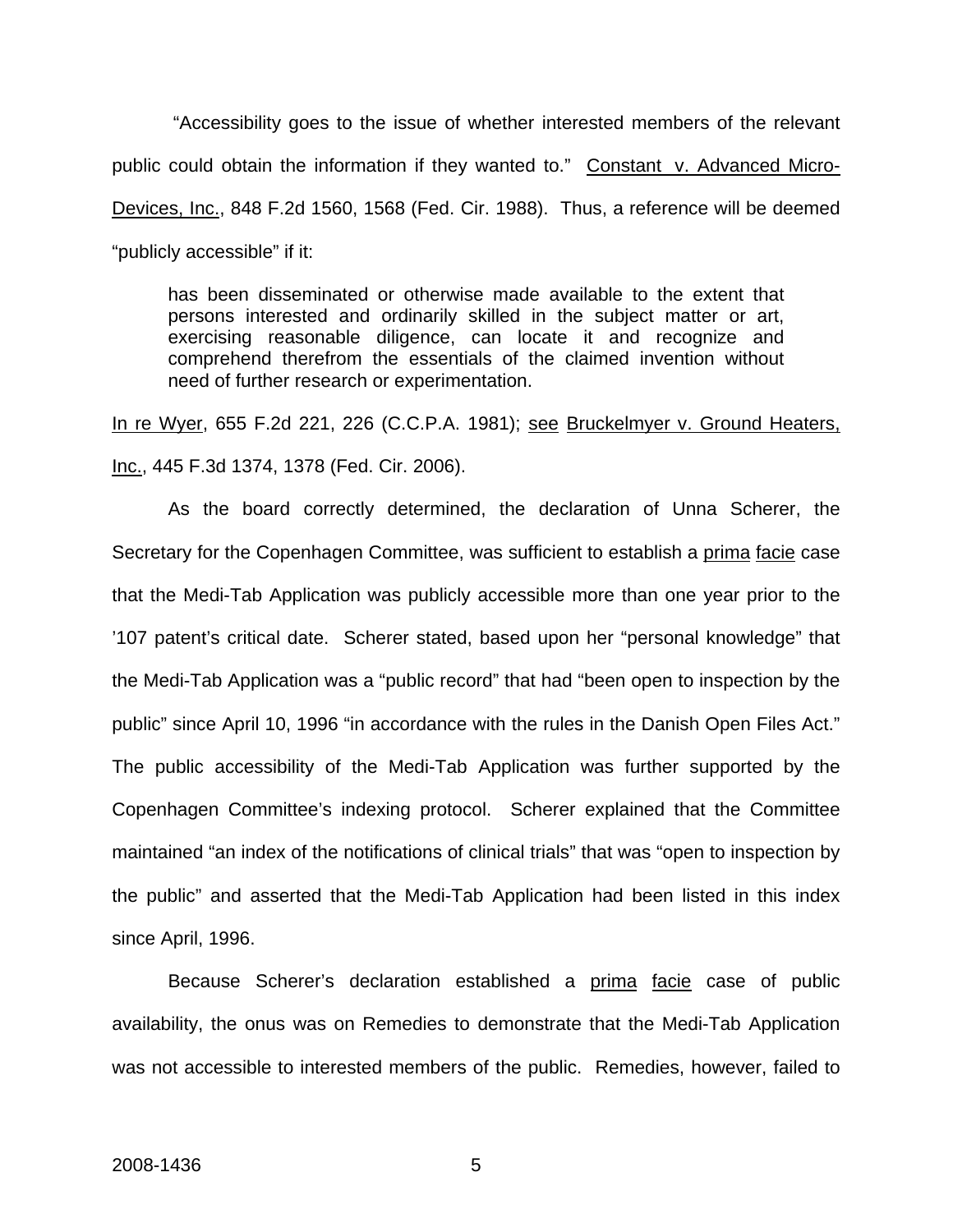"Accessibility goes to the issue of whether interested members of the relevant public could obtain the information if they wanted to." Constant v. Advanced Micro-Devices, Inc., 848 F.2d 1560, 1568 (Fed. Cir. 1988). Thus, a reference will be deemed "publicly accessible" if it:

> has been disseminated or otherwise made available to the extent that persons interested and ordinarily skilled in the subject matter or art, exercising reasonable diligence, can locate it and recognize and comprehend therefrom the essentials of the claimed invention without need of further research or experimentation.

In re Wyer, 655 F.2d 221, 226 (C.C.P.A. 1981); see Bruckelmyer v. Ground Heaters, Inc., 445 F.3d 1374, 1378 (Fed. Cir. 2006).

As the board correctly determined, the declaration of Unna Scherer, the Secretary for the Copenhagen Committee, was sufficient to establish a prima facie case that the Medi-Tab Application was publicly accessible more than one year prior to the '107 patent's critical date. Scherer stated, based upon her "personal knowledge" that the Medi-Tab Application was a "public record" that had "been open to inspection by the public" since April 10, 1996 "in accordance with the rules in the Danish Open Files Act." The public accessibility of the Medi-Tab Application was further supported by the Copenhagen Committee's indexing protocol. Scherer explained that the Committee maintained "an index of the notifications of clinical trials" that was "open to inspection by the public" and asserted that the Medi-Tab Application had been listed in this index since April, 1996.

Because Scherer's declaration established a prima facie case of public availability, the onus was on Remedies to demonstrate that the Medi-Tab Application was not accessible to interested members of the public. Remedies, however, failed to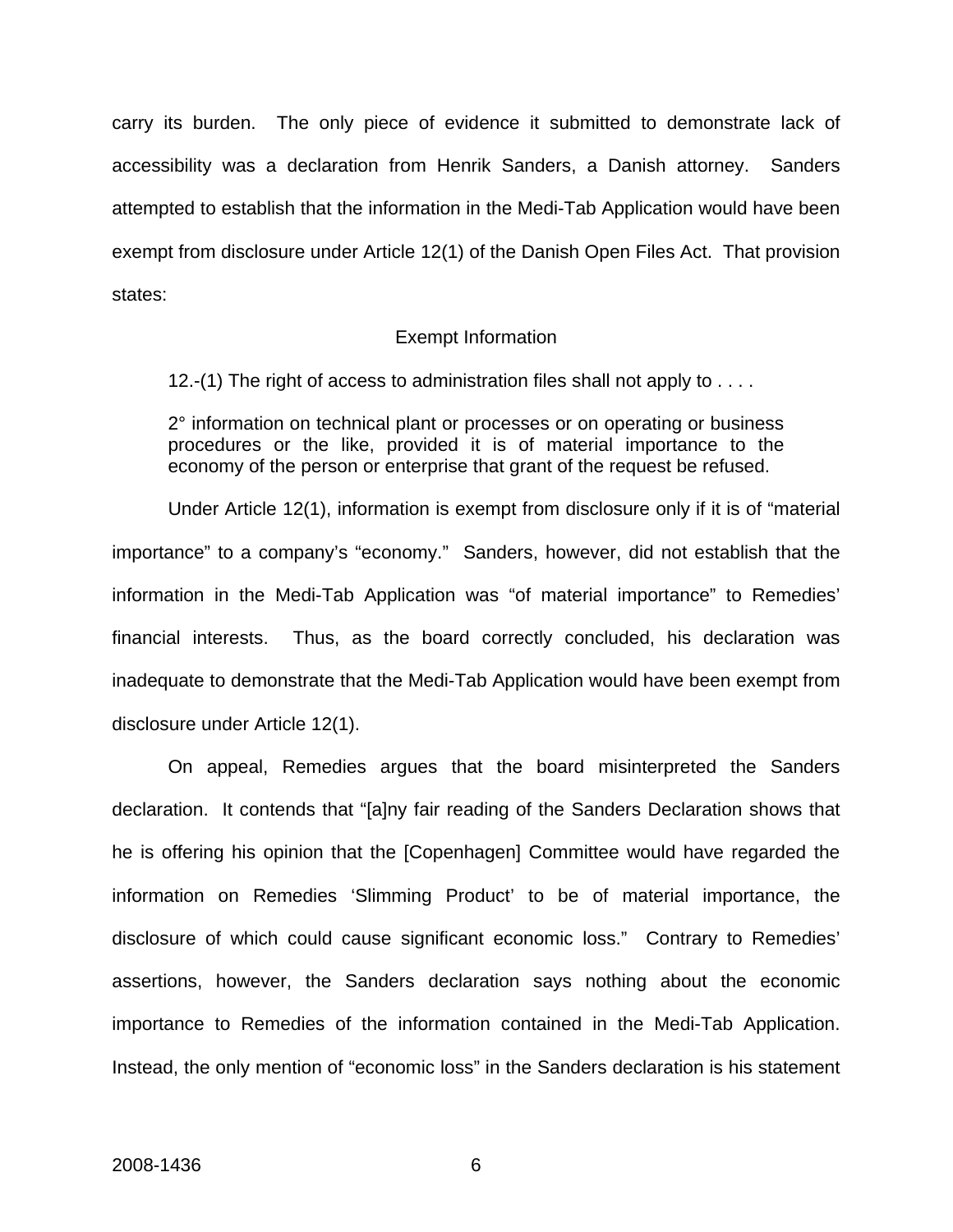carry its burden. The only piece of evidence it submitted to demonstrate lack of accessibility was a declaration from Henrik Sanders, a Danish attorney. Sanders attempted to establish that the information in the Medi-Tab Application would have been exempt from disclosure under Article 12(1) of the Danish Open Files Act. That provision states:

Exempt Information

> 12.-(1) The right of access to administration files shall not apply to . . . .
>
> 2° information on technical plant or processes or on operating or business procedures or the like, provided it is of material importance to the economy of the person or enterprise that grant of the request be refused.

Under Article 12(1), information is exempt from disclosure only if it is of "material importance" to a company's "economy." Sanders, however, did not establish that the information in the Medi-Tab Application was "of material importance" to Remedies' financial interests. Thus, as the board correctly concluded, his declaration was inadequate to demonstrate that the Medi-Tab Application would have been exempt from disclosure under Article 12(1).

On appeal, Remedies argues that the board misinterpreted the Sanders declaration. It contends that "[a]ny fair reading of the Sanders Declaration shows that he is offering his opinion that the [Copenhagen] Committee would have regarded the information on Remedies 'Slimming Product' to be of material importance, the disclosure of which could cause significant economic loss." Contrary to Remedies' assertions, however, the Sanders declaration says nothing about the economic importance to Remedies of the information contained in the Medi-Tab Application. Instead, the only mention of "economic loss" in the Sanders declaration is his statement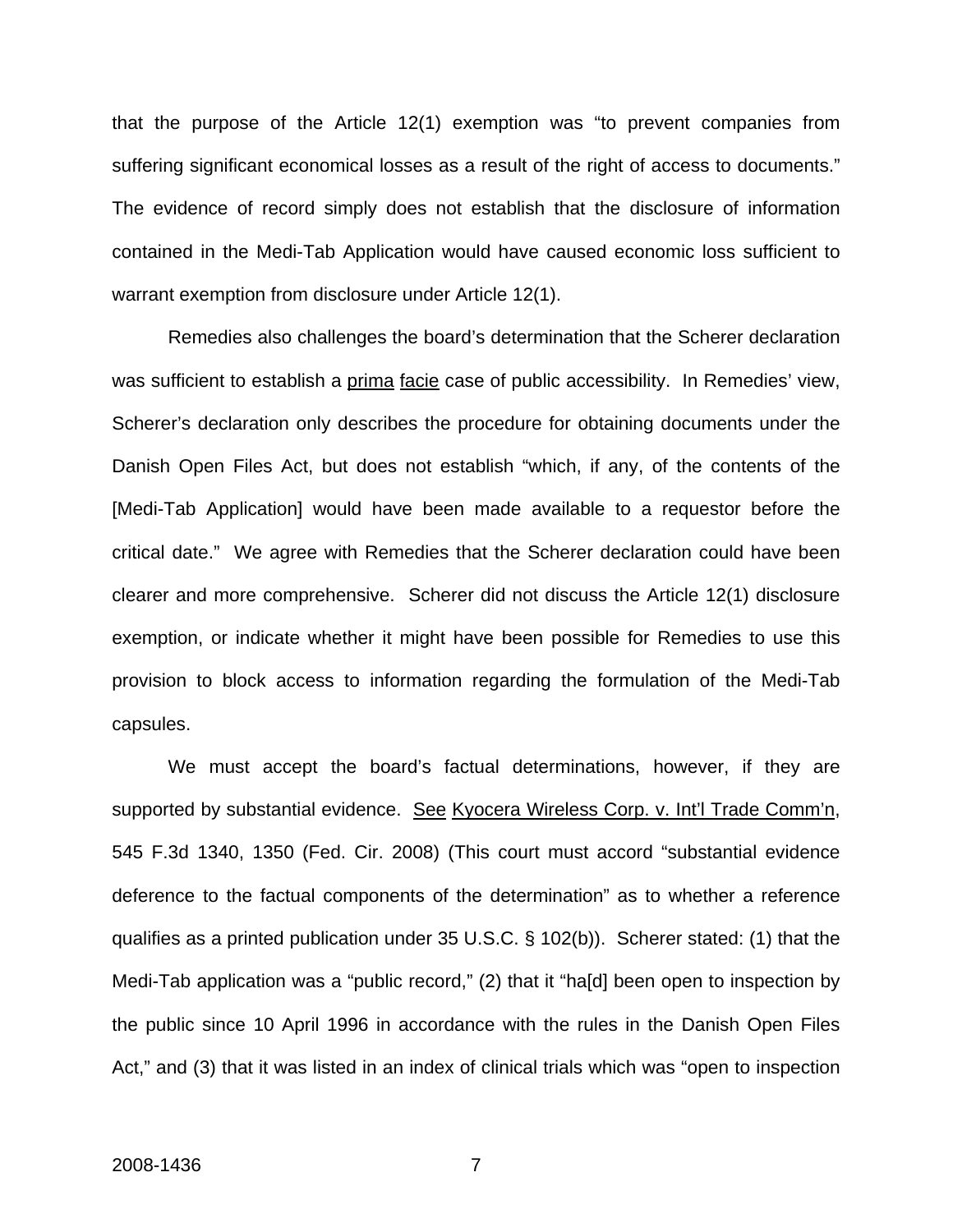that the purpose of the Article 12(1) exemption was "to prevent companies from suffering significant economical losses as a result of the right of access to documents." The evidence of record simply does not establish that the disclosure of information contained in the Medi-Tab Application would have caused economic loss sufficient to warrant exemption from disclosure under Article 12(1).

Remedies also challenges the board's determination that the Scherer declaration was sufficient to establish a prima facie case of public accessibility. In Remedies' view, Scherer's declaration only describes the procedure for obtaining documents under the Danish Open Files Act, but does not establish "which, if any, of the contents of the [Medi-Tab Application] would have been made available to a requestor before the critical date." We agree with Remedies that the Scherer declaration could have been clearer and more comprehensive. Scherer did not discuss the Article 12(1) disclosure exemption, or indicate whether it might have been possible for Remedies to use this provision to block access to information regarding the formulation of the Medi-Tab capsules.

We must accept the board's factual determinations, however, if they are supported by substantial evidence. See Kyocera Wireless Corp. v. Int'l Trade Comm'n, 545 F.3d 1340, 1350 (Fed. Cir. 2008) (This court must accord "substantial evidence deference to the factual components of the determination" as to whether a reference qualifies as a printed publication under 35 U.S.C. § 102(b)). Scherer stated: (1) that the Medi-Tab application was a "public record," (2) that it "ha[d] been open to inspection by the public since 10 April 1996 in accordance with the rules in the Danish Open Files Act," and (3) that it was listed in an index of clinical trials which was "open to inspection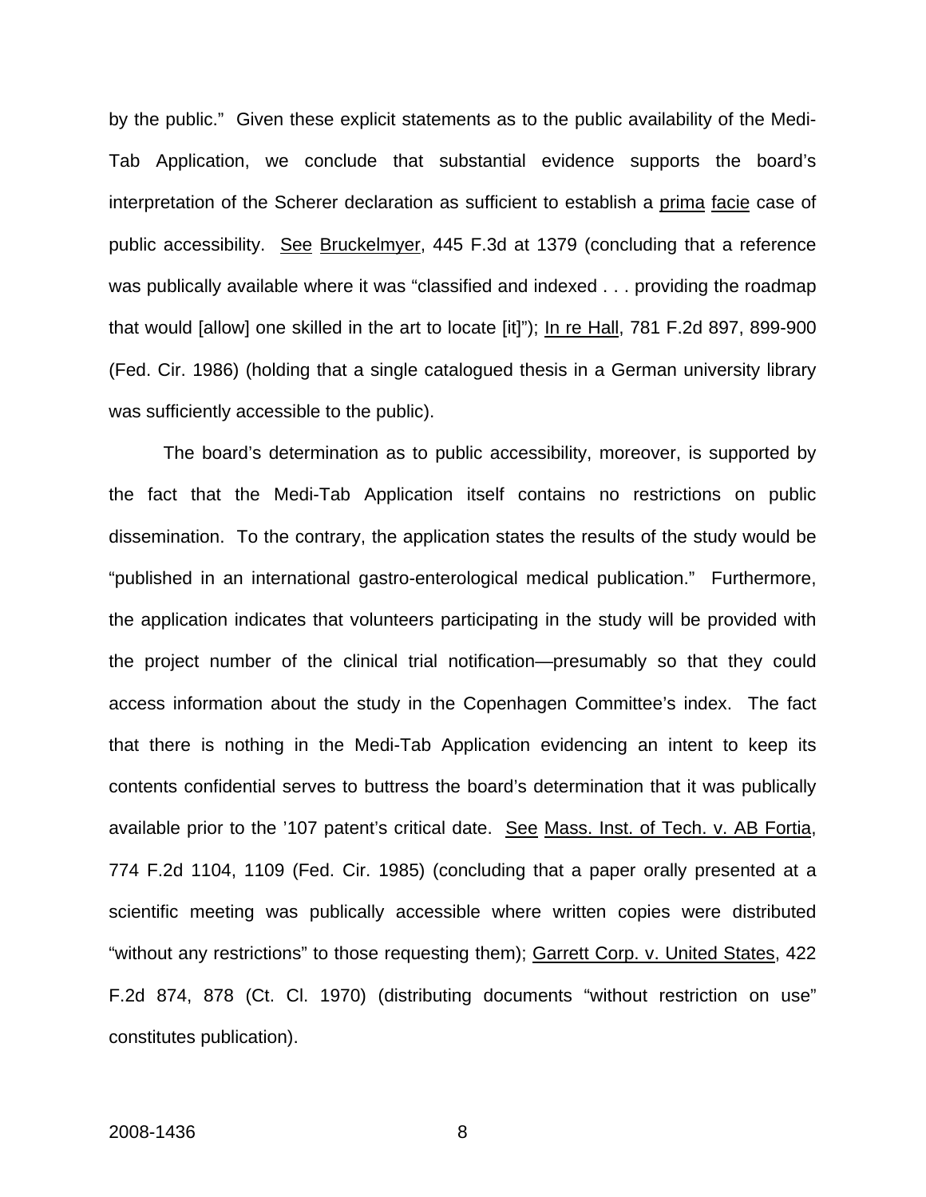by the public." Given these explicit statements as to the public availability of the Medi-Tab Application, we conclude that substantial evidence supports the board's interpretation of the Scherer declaration as sufficient to establish a prima facie case of public accessibility. See Bruckelmyer, 445 F.3d at 1379 (concluding that a reference was publically available where it was "classified and indexed . . . providing the roadmap that would [allow] one skilled in the art to locate [it]"); In re Hall, 781 F.2d 897, 899-900 (Fed. Cir. 1986) (holding that a single catalogued thesis in a German university library was sufficiently accessible to the public).

The board's determination as to public accessibility, moreover, is supported by the fact that the Medi-Tab Application itself contains no restrictions on public dissemination. To the contrary, the application states the results of the study would be "published in an international gastro-enterological medical publication." Furthermore, the application indicates that volunteers participating in the study will be provided with the project number of the clinical trial notification—presumably so that they could access information about the study in the Copenhagen Committee's index. The fact that there is nothing in the Medi-Tab Application evidencing an intent to keep its contents confidential serves to buttress the board's determination that it was publically available prior to the '107 patent's critical date. See Mass. Inst. of Tech. v. AB Fortia, 774 F.2d 1104, 1109 (Fed. Cir. 1985) (concluding that a paper orally presented at a scientific meeting was publically accessible where written copies were distributed "without any restrictions" to those requesting them); Garrett Corp. v. United States, 422 F.2d 874, 878 (Ct. Cl. 1970) (distributing documents "without restriction on use" constitutes publication).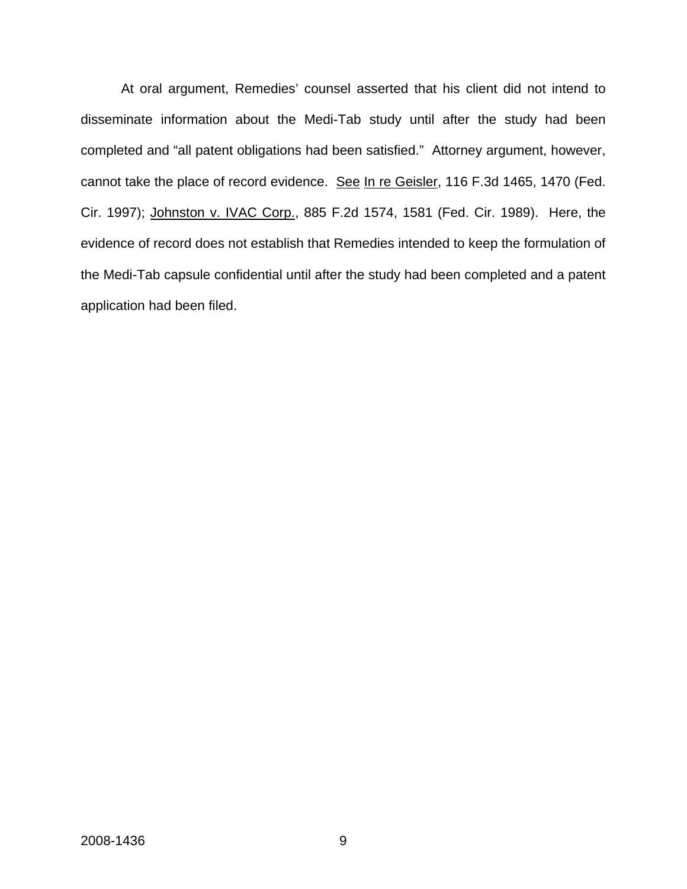At oral argument, Remedies' counsel asserted that his client did not intend to disseminate information about the Medi-Tab study until after the study had been completed and "all patent obligations had been satisfied." Attorney argument, however, cannot take the place of record evidence. See In re Geisler, 116 F.3d 1465, 1470 (Fed. Cir. 1997); Johnston v. IVAC Corp., 885 F.2d 1574, 1581 (Fed. Cir. 1989). Here, the evidence of record does not establish that Remedies intended to keep the formulation of the Medi-Tab capsule confidential until after the study had been completed and a patent application had been filed.